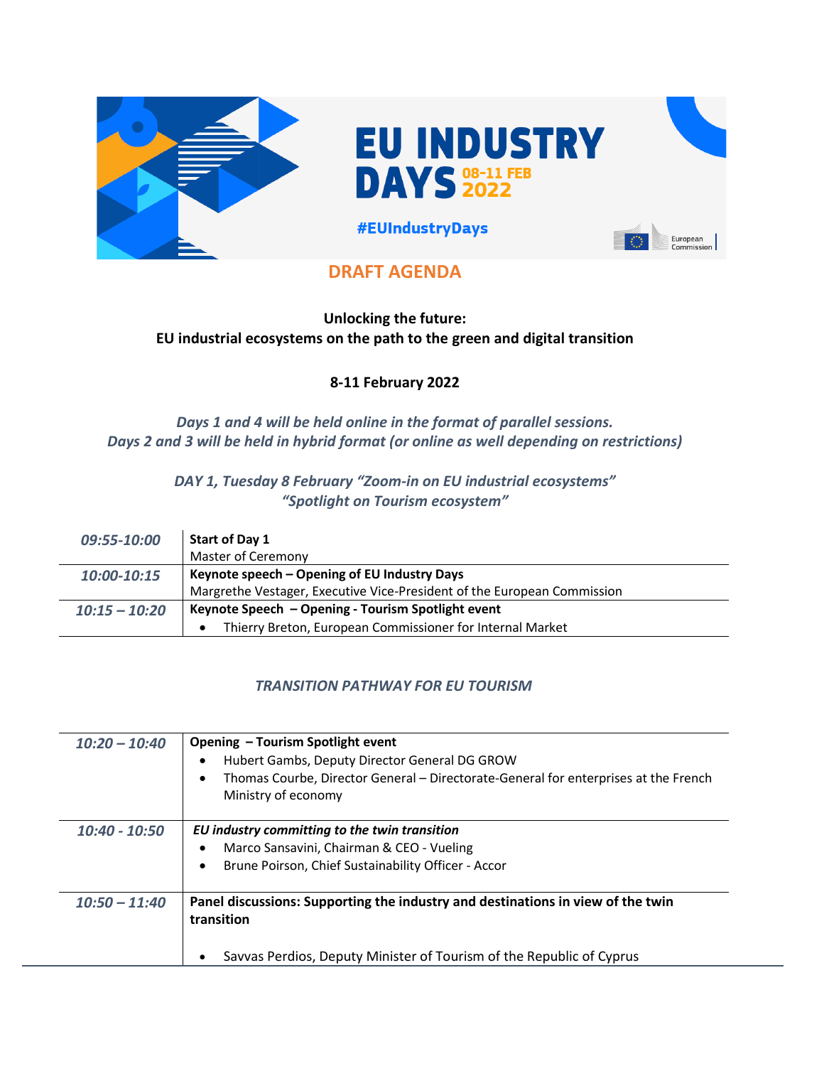# EU INDUSTRY DAYS 08-11 FEB 2022

#EUIndustryDays

European Commission

## DRAFT AGENDA

**Unlocking the future:**
**EU industrial ecosystems on the path to the green and digital transition**

**8-11 February 2022**

***Days 1 and 4 will be held online in the format of parallel sessions.***
***Days 2 and 3 will be held in hybrid format (or online as well depending on restrictions)***

***DAY 1, Tuesday 8 February "Zoom-in on EU industrial ecosystems"***
***"Spotlight on Tourism ecosystem"***

| | |
|---|---|
| *09:55-10:00* | **Start of Day 1**<br>Master of Ceremony |
| *10:00-10:15* | **Keynote speech – Opening of EU Industry Days**<br>Margrethe Vestager, Executive Vice-President of the European Commission |
| *10:15 – 10:20* | **Keynote Speech – Opening - Tourism Spotlight event**<br>• Thierry Breton, European Commissioner for Internal Market |

*TRANSITION PATHWAY FOR EU TOURISM*

| | |
|---|---|
| *10:20 – 10:40* | **Opening – Tourism Spotlight event**<br>• Hubert Gambs, Deputy Director General DG GROW<br>• Thomas Courbe, Director General – Directorate-General for enterprises at the French Ministry of economy |
| *10:40 - 10:50* | ***EU industry committing to the twin transition***<br>• Marco Sansavini, Chairman & CEO - Vueling<br>• Brune Poirson, Chief Sustainability Officer - Accor |
| *10:50 – 11:40* | **Panel discussions: Supporting the industry and destinations in view of the twin transition**<br>• Savvas Perdios, Deputy Minister of Tourism of the Republic of Cyprus |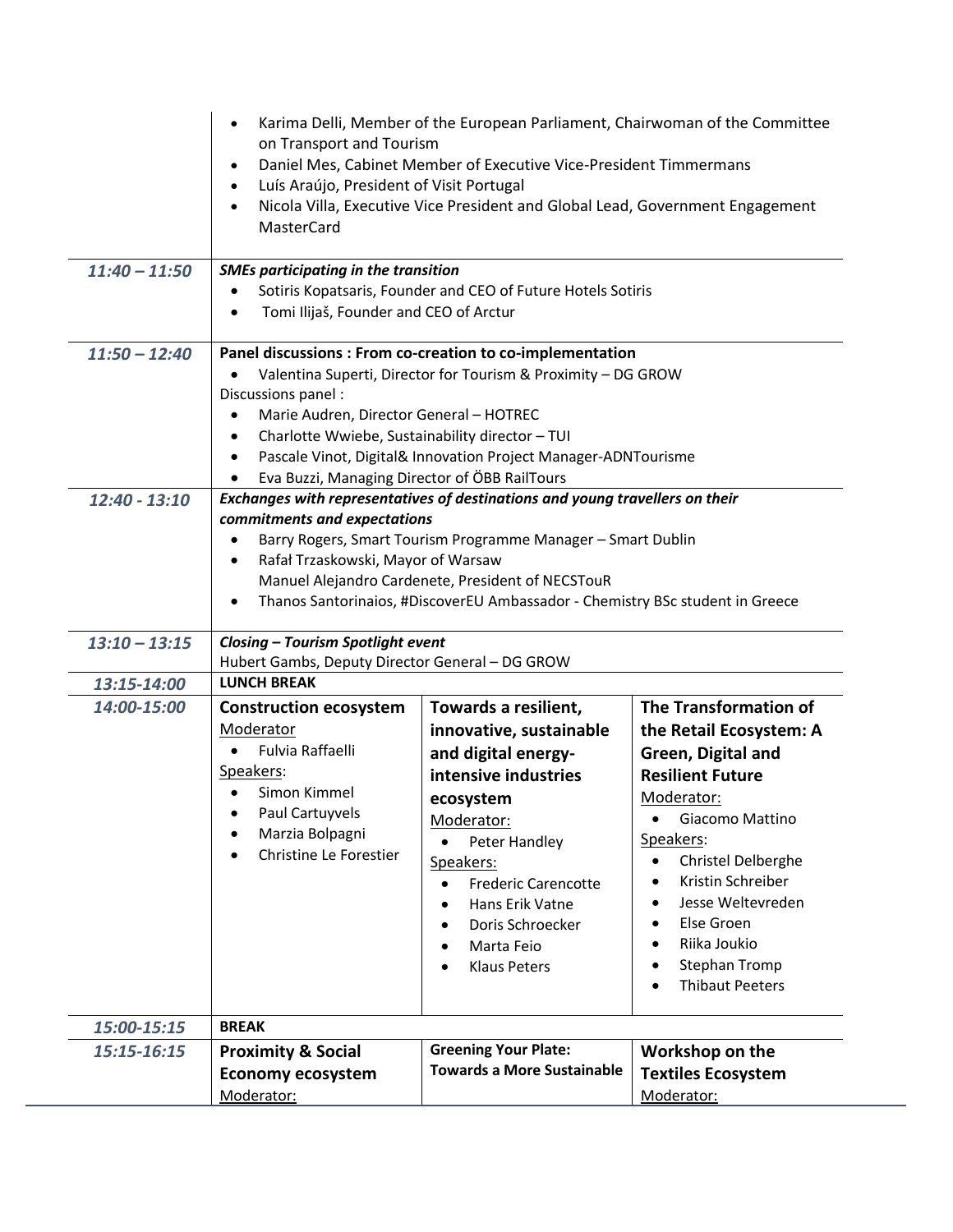| | | | |
|---|---|---|---|
| | • Karima Delli, Member of the European Parliament, Chairwoman of the Committee on Transport and Tourism<br>• Daniel Mes, Cabinet Member of Executive Vice-President Timmermans<br>• Luís Araújo, President of Visit Portugal<br>• Nicola Villa, Executive Vice President and Global Lead, Government Engagement MasterCard | | |
| ***11:40 – 11:50*** | ***SMEs participating in the transition***<br>• Sotiris Kopatsaris, Founder and CEO of Future Hotels Sotiris<br>• Tomi Ilijaš, Founder and CEO of Arctur | | |
| ***11:50 – 12:40*** | **Panel discussions : From co-creation to co-implementation**<br>• Valentina Superti, Director for Tourism & Proximity – DG GROW<br>Discussions panel :<br>• Marie Audren, Director General – HOTREC<br>• Charlotte Wwiebe, Sustainability director – TUI<br>• Pascale Vinot, Digital& Innovation Project Manager-ADNTourisme<br>• Eva Buzzi, Managing Director of ÖBB RailTours | | |
| ***12:40 - 13:10*** | ***Exchanges with representatives of destinations and young travellers on their commitments and expectations***<br>• Barry Rogers, Smart Tourism Programme Manager – Smart Dublin<br>• Rafał Trzaskowski, Mayor of Warsaw<br>Manuel Alejandro Cardenete, President of NECSTouR<br>• Thanos Santorinaios, #DiscoverEU Ambassador - Chemistry BSc student in Greece | | |
| ***13:10 – 13:15*** | ***Closing – Tourism Spotlight event***<br>Hubert Gambs, Deputy Director General – DG GROW | | |
| ***13:15-14:00*** | **LUNCH BREAK** | | |
| ***14:00-15:00*** | **Construction ecosystem**<br>Moderator<br>• Fulvia Raffaelli<br>Speakers:<br>• Simon Kimmel<br>• Paul Cartuyvels<br>• Marzia Bolpagni<br>• Christine Le Forestier | **Towards a resilient, innovative, sustainable and digital energy-intensive industries ecosystem**<br>Moderator:<br>• Peter Handley<br>Speakers:<br>• Frederic Carencotte<br>• Hans Erik Vatne<br>• Doris Schroecker<br>• Marta Feio<br>• Klaus Peters | **The Transformation of the Retail Ecosystem: A Green, Digital and Resilient Future**<br>Moderator:<br>• Giacomo Mattino<br>Speakers:<br>• Christel Delberghe<br>• Kristin Schreiber<br>• Jesse Weltevreden<br>• Else Groen<br>• Riika Joukio<br>• Stephan Tromp<br>• Thibaut Peeters |
| ***15:00-15:15*** | **BREAK** | | |
| ***15:15-16:15*** | **Proximity & Social Economy ecosystem**<br>Moderator: | **Greening Your Plate: Towards a More Sustainable** | **Workshop on the Textiles Ecosystem**<br>Moderator: |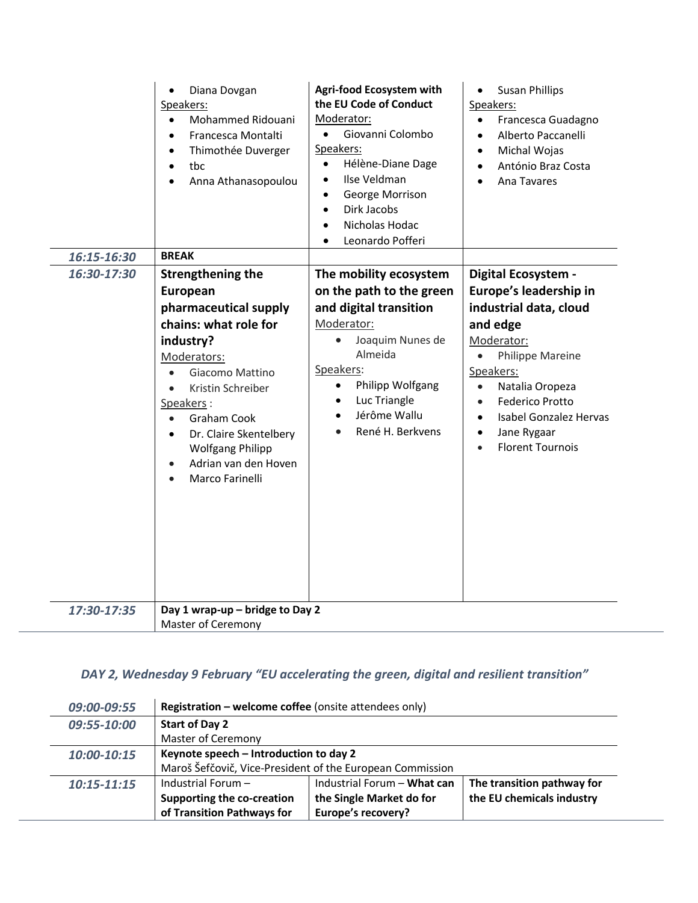| | | | |
|---|---|---|---|
| | • Diana Dovgan<br>Speakers:<br>• Mohammed Ridouani<br>• Francesca Montalti<br>• Thimothée Duverger<br>• tbc<br>• Anna Athanasopoulou | **Agri-food Ecosystem with the EU Code of Conduct**<br>Moderator:<br>• Giovanni Colombo<br>Speakers:<br>• Hélène-Diane Dage<br>• Ilse Veldman<br>• George Morrison<br>• Dirk Jacobs<br>• Nicholas Hodac<br>• Leonardo Pofferi | • Susan Phillips<br>Speakers:<br>• Francesca Guadagno<br>• Alberto Paccanelli<br>• Michal Wojas<br>• António Braz Costa<br>• Ana Tavares |
| *16:15-16:30* | **BREAK** | | |
| *16:30-17:30* | **Strengthening the European pharmaceutical supply chains: what role for industry?**<br>Moderators:<br>• Giacomo Mattino<br>• Kristin Schreiber<br>Speakers :<br>• Graham Cook<br>• Dr. Claire Skentelbery Wolfgang Philipp<br>• Adrian van den Hoven<br>• Marco Farinelli | **The mobility ecosystem on the path to the green and digital transition**<br>Moderator:<br>• Joaquim Nunes de Almeida<br>Speakers:<br>• Philipp Wolfgang<br>• Luc Triangle<br>• Jérôme Wallu<br>• René H. Berkvens | **Digital Ecosystem - Europe's leadership in industrial data, cloud and edge**<br>Moderator:<br>• Philippe Mareine<br>Speakers:<br>• Natalia Oropeza<br>• Federico Protto<br>• Isabel Gonzalez Hervas<br>• Jane Rygaar<br>• Florent Tournois |
| *17:30-17:35* | **Day 1 wrap-up – bridge to Day 2**<br>Master of Ceremony | | |

## *DAY 2, Wednesday 9 February "EU accelerating the green, digital and resilient transition"*

| | | | |
|---|---|---|---|
| *09:00-09:55* | **Registration – welcome coffee** (onsite attendees only) | | |
| *09:55-10:00* | **Start of Day 2**<br>Master of Ceremony | | |
| *10:00-10:15* | **Keynote speech – Introduction to day 2**<br>Maroš Šefčovič, Vice-President of the European Commission | | |
| *10:15-11:15* | Industrial Forum – **Supporting the co-creation of Transition Pathways for** | Industrial Forum – **What can the Single Market do for Europe's recovery?** | **The transition pathway for the EU chemicals industry** |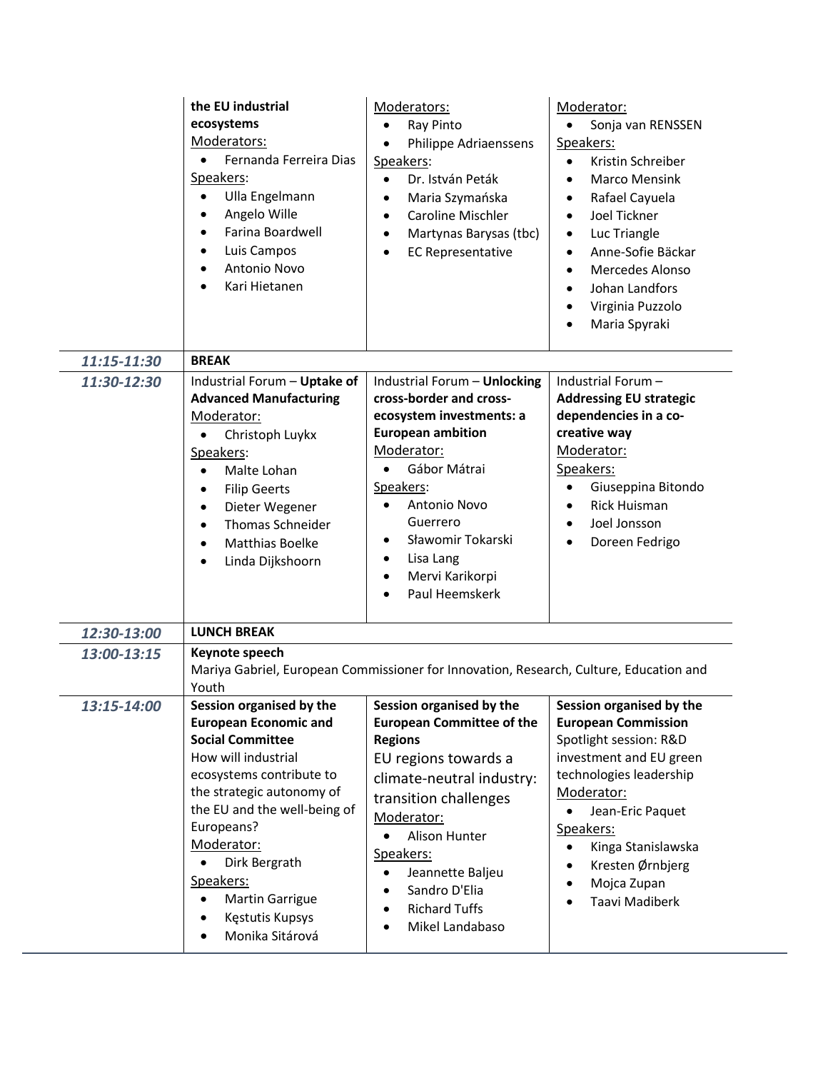| | | | |
|---|---|---|---|
| | **the EU industrial ecosystems**<br>Moderators:<br>• Fernanda Ferreira Dias<br>Speakers:<br>• Ulla Engelmann<br>• Angelo Wille<br>• Farina Boardwell<br>• Luis Campos<br>• Antonio Novo<br>• Kari Hietanen | Moderators:<br>• Ray Pinto<br>• Philippe Adriaenssens<br>Speakers:<br>• Dr. István Peták<br>• Maria Szymańska<br>• Caroline Mischler<br>• Martynas Barysas (tbc)<br>• EC Representative | Moderator:<br>• Sonja van RENSSEN<br>Speakers:<br>• Kristin Schreiber<br>• Marco Mensink<br>• Rafael Cayuela<br>• Joel Tickner<br>• Luc Triangle<br>• Anne-Sofie Bäckar<br>• Mercedes Alonso<br>• Johan Landfors<br>• Virginia Puzzolo<br>• Maria Spyraki |
| ***11:15-11:30*** | **BREAK** | | |
| ***11:30-12:30*** | Industrial Forum – **Uptake of Advanced Manufacturing**<br>Moderator:<br>• Christoph Luykx<br>Speakers:<br>• Malte Lohan<br>• Filip Geerts<br>• Dieter Wegener<br>• Thomas Schneider<br>• Matthias Boelke<br>• Linda Dijkshoorn | Industrial Forum – **Unlocking cross-border and cross-ecosystem investments: a European ambition**<br>Moderator:<br>• Gábor Mátrai<br>Speakers:<br>• Antonio Novo Guerrero<br>• Sławomir Tokarski<br>• Lisa Lang<br>• Mervi Karikorpi<br>• Paul Heemskerk | Industrial Forum – **Addressing EU strategic dependencies in a co-creative way**<br>Moderator:<br>Speakers:<br>• Giuseppina Bitondo<br>• Rick Huisman<br>• Joel Jonsson<br>• Doreen Fedrigo |
| ***12:30-13:00*** | **LUNCH BREAK** | | |
| ***13:00-13:15*** | **Keynote speech**<br>Mariya Gabriel, European Commissioner for Innovation, Research, Culture, Education and Youth | | |
| ***13:15-14:00*** | **Session organised by the European Economic and Social Committee**<br>How will industrial ecosystems contribute to the strategic autonomy of the EU and the well-being of Europeans?<br>Moderator:<br>• Dirk Bergrath<br>Speakers:<br>• Martin Garrigue<br>• Kęstutis Kupsys<br>• Monika Sitárová | **Session organised by the European Committee of the Regions**<br>EU regions towards a climate-neutral industry: transition challenges<br>Moderator:<br>• Alison Hunter<br>Speakers:<br>• Jeannette Baljeu<br>• Sandro D'Elia<br>• Richard Tuffs<br>• Mikel Landabaso | **Session organised by the European Commission**<br>Spotlight session: R&D investment and EU green technologies leadership<br>Moderator:<br>• Jean-Eric Paquet<br>Speakers:<br>• Kinga Stanislawska<br>• Kresten Ørnbjerg<br>• Mojca Zupan<br>• Taavi Madiberk |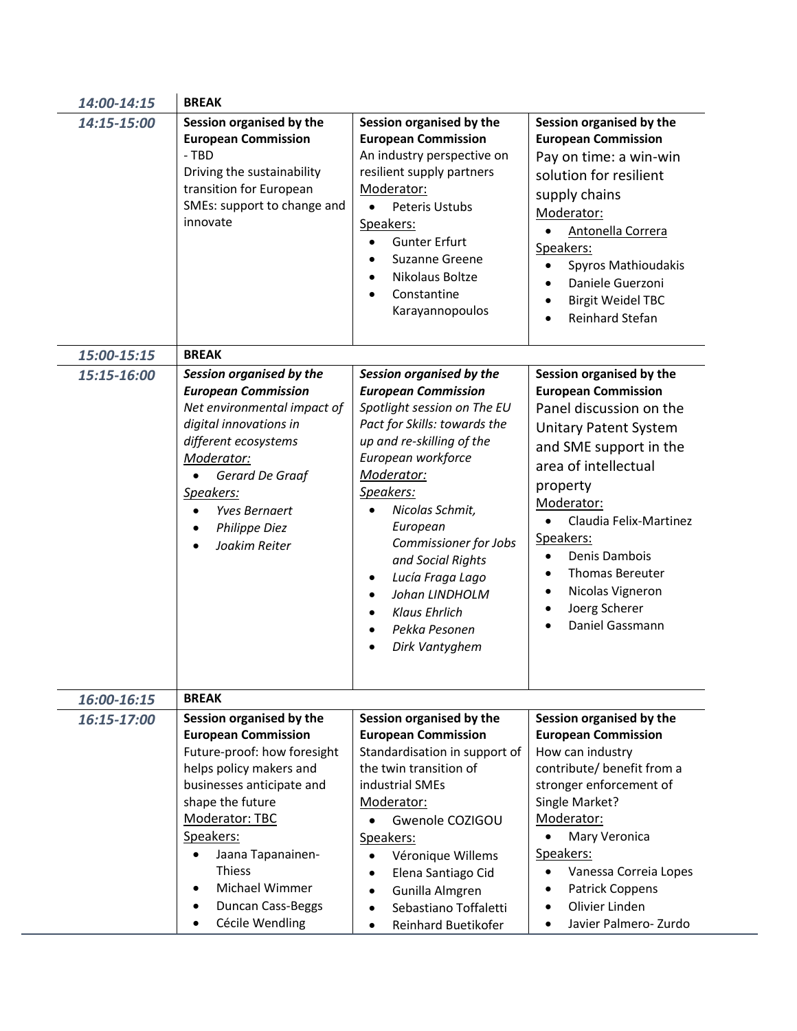| | | | |
|---|---|---|---|
| *14:00-14:15* | **BREAK** | | |
| *14:15-15:00* | **Session organised by the European Commission** - TBD<br>Driving the sustainability transition for European SMEs: support to change and innovate | **Session organised by the European Commission**<br>An industry perspective on resilient supply partners<br>Moderator:<br>• Peteris Ustubs<br>Speakers:<br>• Gunter Erfurt<br>• Suzanne Greene<br>• Nikolaus Boltze<br>• Constantine Karayannopoulos | **Session organised by the European Commission**<br>Pay on time: a win-win solution for resilient supply chains<br>Moderator:<br>• Antonella Correra<br>Speakers:<br>• Spyros Mathioudakis<br>• Daniele Guerzoni<br>• Birgit Weidel TBC<br>• Reinhard Stefan |
| *15:00-15:15* | **BREAK** | | |
| *15:15-16:00* | ***Session organised by the European Commission***<br>*Net environmental impact of digital innovations in different ecosystems*<br>*Moderator:*<br>• *Gerard De Graaf*<br>*Speakers:*<br>• *Yves Bernaert*<br>• *Philippe Diez*<br>• *Joakim Reiter* | ***Session organised by the European Commission***<br>*Spotlight session on The EU Pact for Skills: towards the up and re-skilling of the European workforce*<br>*Moderator:*<br>*Speakers:*<br>• *Nicolas Schmit, European Commissioner for Jobs and Social Rights*<br>• *Lucía Fraga Lago*<br>• *Johan LINDHOLM*<br>• *Klaus Ehrlich*<br>• *Pekka Pesonen*<br>• *Dirk Vantyghem* | **Session organised by the European Commission**<br>Panel discussion on the Unitary Patent System and SME support in the area of intellectual property<br>Moderator:<br>• Claudia Felix-Martinez<br>Speakers:<br>• Denis Dambois<br>• Thomas Bereuter<br>• Nicolas Vigneron<br>• Joerg Scherer<br>• Daniel Gassmann |
| *16:00-16:15* | **BREAK** | | |
| *16:15-17:00* | **Session organised by the European Commission**<br>Future-proof: how foresight helps policy makers and businesses anticipate and shape the future<br>Moderator: TBC<br>Speakers:<br>• Jaana Tapanainen-Thiess<br>• Michael Wimmer<br>• Duncan Cass-Beggs<br>• Cécile Wendling | **Session organised by the European Commission**<br>Standardisation in support of the twin transition of industrial SMEs<br>Moderator:<br>• Gwenole COZIGOU<br>Speakers:<br>• Véronique Willems<br>• Elena Santiago Cid<br>• Gunilla Almgren<br>• Sebastiano Toffaletti<br>• Reinhard Buetikofer | **Session organised by the European Commission**<br>How can industry contribute/ benefit from a stronger enforcement of Single Market?<br>Moderator:<br>• Mary Veronica<br>Speakers:<br>• Vanessa Correia Lopes<br>• Patrick Coppens<br>• Olivier Linden<br>• Javier Palmero- Zurdo |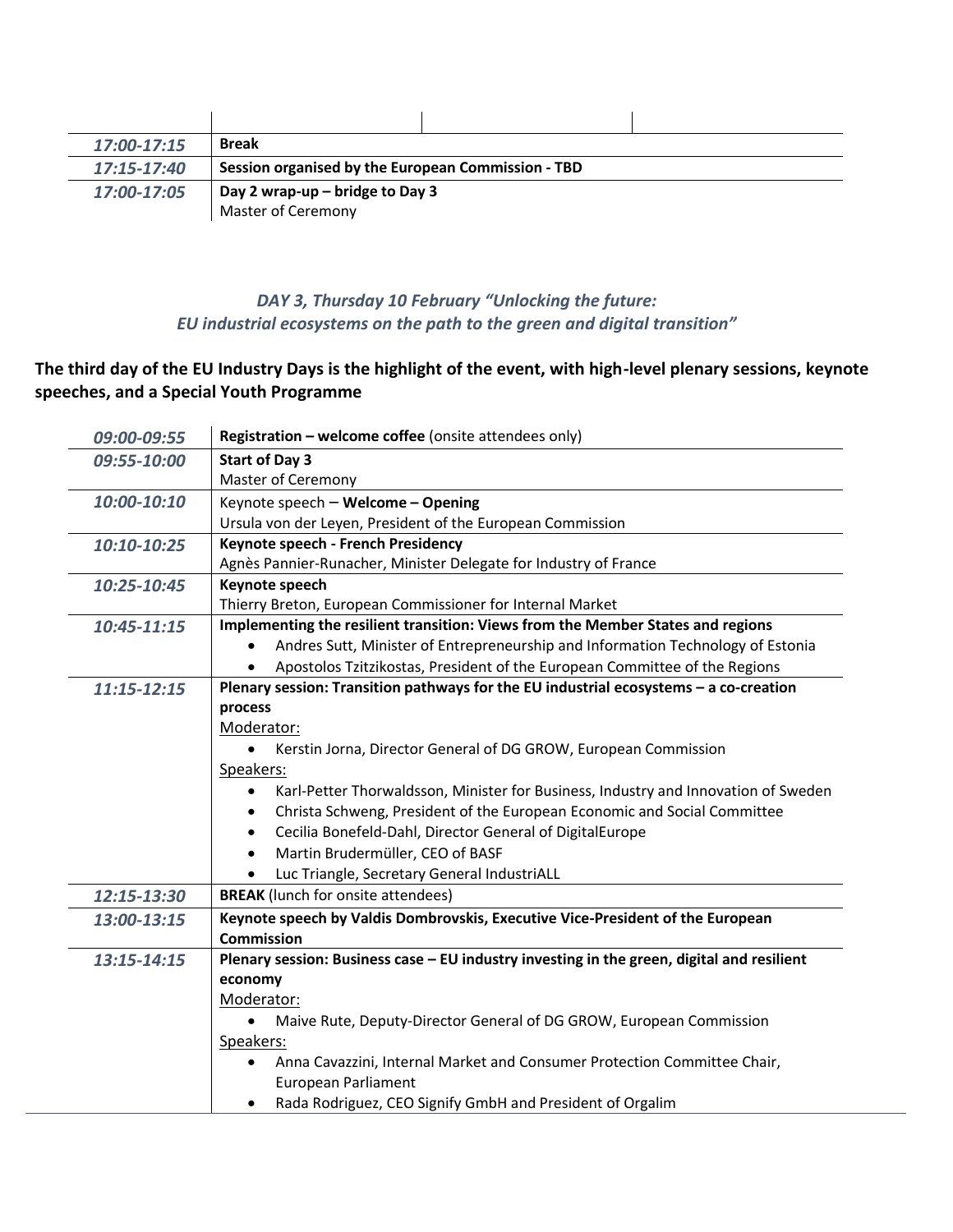| | |
|---|---|
| *17:00-17:15* | **Break** |
| *17:15-17:40* | **Session organised by the European Commission - TBD** |
| *17:00-17:05* | **Day 2 wrap-up – bridge to Day 3**<br>Master of Ceremony |

### *DAY 3, Thursday 10 February "Unlocking the future: EU industrial ecosystems on the path to the green and digital transition"*

**The third day of the EU Industry Days is the highlight of the event, with high-level plenary sessions, keynote speeches, and a Special Youth Programme**

| | |
|---|---|
| *09:00-09:55* | **Registration – welcome coffee** (onsite attendees only) |
| *09:55-10:00* | **Start of Day 3**<br>Master of Ceremony |
| *10:00-10:10* | Keynote speech – **Welcome – Opening**<br>Ursula von der Leyen, President of the European Commission |
| *10:10-10:25* | **Keynote speech - French Presidency**<br>Agnès Pannier-Runacher, Minister Delegate for Industry of France |
| *10:25-10:45* | **Keynote speech**<br>Thierry Breton, European Commissioner for Internal Market |
| *10:45-11:15* | **Implementing the resilient transition: Views from the Member States and regions**<br>• Andres Sutt, Minister of Entrepreneurship and Information Technology of Estonia<br>• Apostolos Tzitzikostas, President of the European Committee of the Regions |
| *11:15-12:15* | **Plenary session: Transition pathways for the EU industrial ecosystems – a co-creation process**<br>Moderator:<br>• Kerstin Jorna, Director General of DG GROW, European Commission<br>Speakers:<br>• Karl-Petter Thorwaldsson, Minister for Business, Industry and Innovation of Sweden<br>• Christa Schweng, President of the European Economic and Social Committee<br>• Cecilia Bonefeld-Dahl, Director General of DigitalEurope<br>• Martin Brudermüller, CEO of BASF<br>• Luc Triangle, Secretary General IndustriALL |
| *12:15-13:30* | **BREAK** (lunch for onsite attendees) |
| *13:00-13:15* | **Keynote speech by Valdis Dombrovskis, Executive Vice-President of the European Commission** |
| *13:15-14:15* | **Plenary session: Business case – EU industry investing in the green, digital and resilient economy**<br>Moderator:<br>• Maive Rute, Deputy-Director General of DG GROW, European Commission<br>Speakers:<br>• Anna Cavazzini, Internal Market and Consumer Protection Committee Chair, European Parliament<br>• Rada Rodriguez, CEO Signify GmbH and President of Orgalim |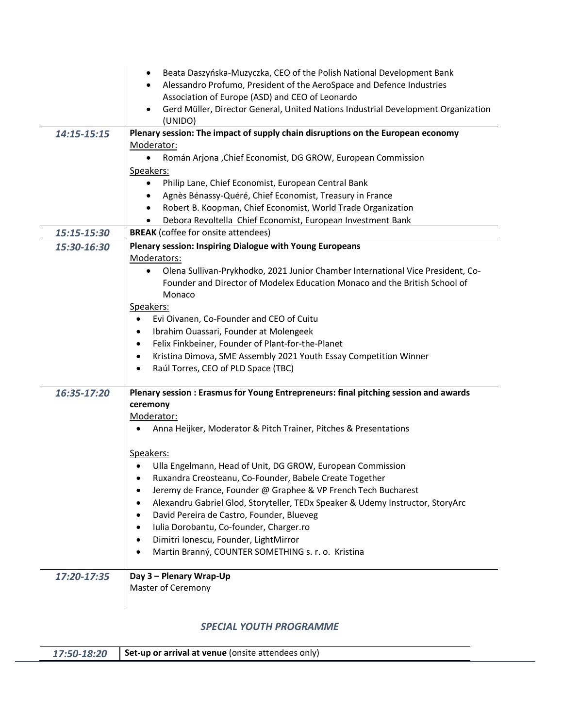| | |
|---|---|
| | • Beata Daszyńska-Muzyczka, CEO of the Polish National Development Bank<br>• Alessandro Profumo, President of the AeroSpace and Defence Industries Association of Europe (ASD) and CEO of Leonardo<br>• Gerd Müller, Director General, United Nations Industrial Development Organization (UNIDO) |
| *14:15-15:15* | **Plenary session: The impact of supply chain disruptions on the European economy**<br>Moderator:<br>• Román Arjona ,Chief Economist, DG GROW, European Commission<br>Speakers:<br>• Philip Lane, Chief Economist, European Central Bank<br>• Agnès Bénassy-Quéré, Chief Economist, Treasury in France<br>• Robert B. Koopman, Chief Economist, World Trade Organization<br>• Debora Revoltella Chief Economist, European Investment Bank |
| *15:15-15:30* | **BREAK** (coffee for onsite attendees) |
| *15:30-16:30* | **Plenary session: Inspiring Dialogue with Young Europeans**<br>Moderators:<br>• Olena Sullivan-Prykhodko, 2021 Junior Chamber International Vice President, Co-Founder and Director of Modelex Education Monaco and the British School of Monaco<br>Speakers:<br>• Evi Oivanen, Co-Founder and CEO of Cuitu<br>• Ibrahim Ouassari, Founder at Molengeek<br>• Felix Finkbeiner, Founder of Plant-for-the-Planet<br>• Kristina Dimova, SME Assembly 2021 Youth Essay Competition Winner<br>• Raúl Torres, CEO of PLD Space (TBC) |
| *16:35-17:20* | **Plenary session : Erasmus for Young Entrepreneurs: final pitching session and awards ceremony**<br>Moderator:<br>• Anna Heijker, Moderator & Pitch Trainer, Pitches & Presentations<br><br>Speakers:<br>• Ulla Engelmann, Head of Unit, DG GROW, European Commission<br>• Ruxandra Creosteanu, Co-Founder, Babele Create Together<br>• Jeremy de France, Founder @ Graphee & VP French Tech Bucharest<br>• Alexandru Gabriel Glod, Storyteller, TEDx Speaker & Udemy Instructor, StoryArc<br>• David Pereira de Castro, Founder, Blueveg<br>• Iulia Dorobantu, Co-founder, Charger.ro<br>• Dimitri Ionescu, Founder, LightMirror<br>• Martin Branný, COUNTER SOMETHING s. r. o. Kristina |
| *17:20-17:35* | **Day 3 – Plenary Wrap-Up**<br>Master of Ceremony |

### *SPECIAL YOUTH PROGRAMME*

| | |
|---|---|
| *17:50-18:20* | **Set-up or arrival at venue** (onsite attendees only) |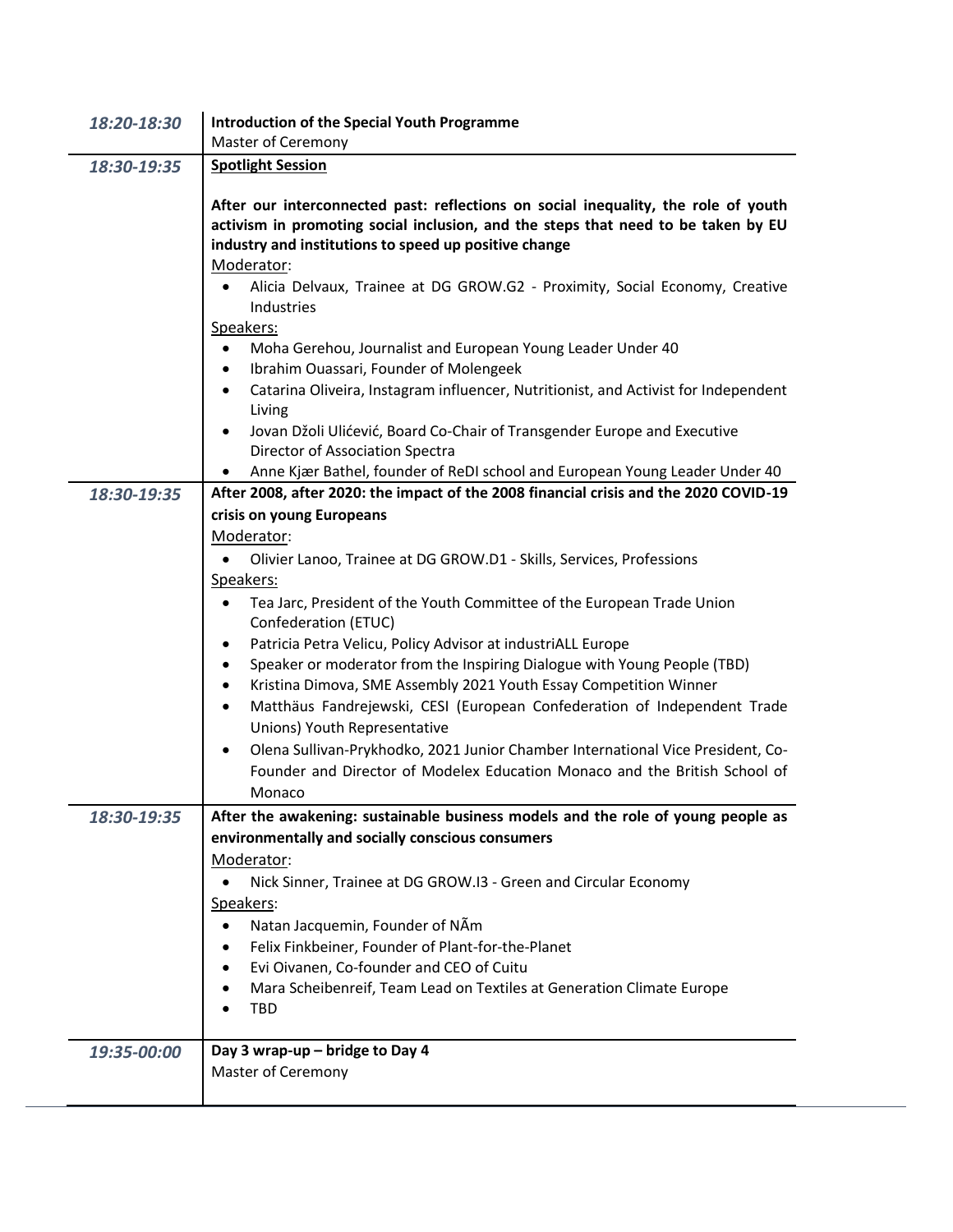| | |
|---|---|
| *18:20-18:30* | **Introduction of the Special Youth Programme**<br>Master of Ceremony |
| *18:30-19:35* | **Spotlight Session**<br><br>**After our interconnected past: reflections on social inequality, the role of youth activism in promoting social inclusion, and the steps that need to be taken by EU industry and institutions to speed up positive change**<br>Moderator:<br>• Alicia Delvaux, Trainee at DG GROW.G2 - Proximity, Social Economy, Creative Industries<br>Speakers:<br>• Moha Gerehou, Journalist and European Young Leader Under 40<br>• Ibrahim Ouassari, Founder of Molengeek<br>• Catarina Oliveira, Instagram influencer, Nutritionist, and Activist for Independent Living<br>• Jovan Džoli Ulićević, Board Co-Chair of Transgender Europe and Executive Director of Association Spectra<br>• Anne Kjær Bathel, founder of ReDI school and European Young Leader Under 40 |
| *18:30-19:35* | **After 2008, after 2020: the impact of the 2008 financial crisis and the 2020 COVID-19 crisis on young Europeans**<br>Moderator:<br>• Olivier Lanoo, Trainee at DG GROW.D1 - Skills, Services, Professions<br>Speakers:<br>• Tea Jarc, President of the Youth Committee of the European Trade Union Confederation (ETUC)<br>• Patricia Petra Velicu, Policy Advisor at industriALL Europe<br>• Speaker or moderator from the Inspiring Dialogue with Young People (TBD)<br>• Kristina Dimova, SME Assembly 2021 Youth Essay Competition Winner<br>• Matthäus Fandrejewski, CESI (European Confederation of Independent Trade Unions) Youth Representative<br>• Olena Sullivan-Prykhodko, 2021 Junior Chamber International Vice President, Co-Founder and Director of Modelex Education Monaco and the British School of Monaco |
| *18:30-19:35* | **After the awakening: sustainable business models and the role of young people as environmentally and socially conscious consumers**<br>Moderator:<br>• Nick Sinner, Trainee at DG GROW.I3 - Green and Circular Economy<br>Speakers:<br>• Natan Jacquemin, Founder of NÃm<br>• Felix Finkbeiner, Founder of Plant-for-the-Planet<br>• Evi Oivanen, Co-founder and CEO of Cuitu<br>• Mara Scheibenreif, Team Lead on Textiles at Generation Climate Europe<br>• TBD |
| *19:35-00:00* | **Day 3 wrap-up – bridge to Day 4**<br>Master of Ceremony |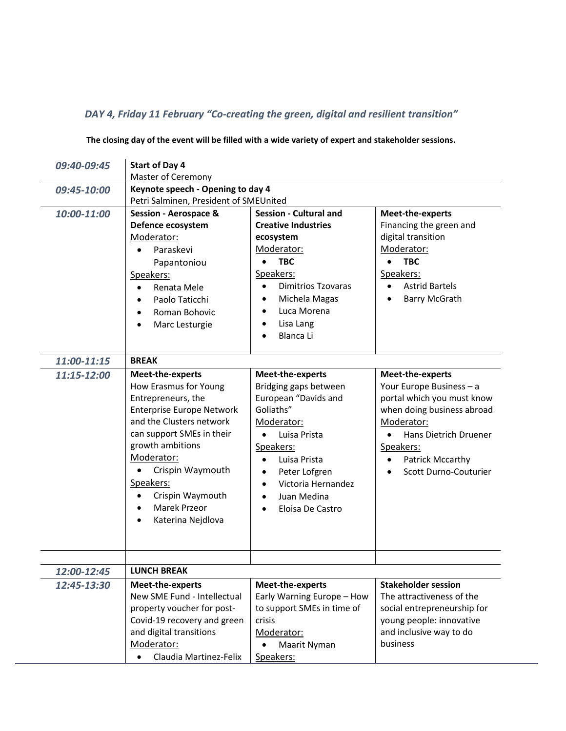### *DAY 4, Friday 11 February "Co-creating the green, digital and resilient transition"*

**The closing day of the event will be filled with a wide variety of expert and stakeholder sessions.**

| | | | |
|---|---|---|---|
| *09:40-09:45* | **Start of Day 4**<br>Master of Ceremony | | |
| *09:45-10:00* | **Keynote speech - Opening to day 4**<br>Petri Salminen, President of SMEUnited | | |
| *10:00-11:00* | **Session - Aerospace & Defence ecosystem**<br>Moderator:<br>• Paraskevi Papantoniou<br>Speakers:<br>• Renata Mele<br>• Paolo Taticchi<br>• Roman Bohovic<br>• Marc Lesturgie | **Session - Cultural and Creative Industries ecosystem**<br>Moderator:<br>• **TBC**<br>Speakers:<br>• Dimitrios Tzovaras<br>• Michela Magas<br>• Luca Morena<br>• Lisa Lang<br>• Blanca Li | **Meet-the-experts**<br>Financing the green and digital transition<br>Moderator:<br>• **TBC**<br>Speakers:<br>• Astrid Bartels<br>• Barry McGrath |
| *11:00-11:15* | **BREAK** | | |
| *11:15-12:00* | **Meet-the-experts**<br>How Erasmus for Young Entrepreneurs, the Enterprise Europe Network and the Clusters network can support SMEs in their growth ambitions<br>Moderator:<br>• Crispin Waymouth<br>Speakers:<br>• Crispin Waymouth<br>• Marek Przeor<br>• Katerina Nejdlova | **Meet-the-experts**<br>Bridging gaps between European "Davids and Goliaths"<br>Moderator:<br>• Luisa Prista<br>Speakers:<br>• Luisa Prista<br>• Peter Lofgren<br>• Victoria Hernandez<br>• Juan Medina<br>• Eloisa De Castro | **Meet-the-experts**<br>Your Europe Business – a portal which you must know when doing business abroad<br>Moderator:<br>• Hans Dietrich Druener<br>Speakers:<br>• Patrick Mccarthy<br>• Scott Durno-Couturier |
| | | | |
| *12:00-12:45* | **LUNCH BREAK** | | |
| *12:45-13:30* | **Meet-the-experts**<br>New SME Fund - Intellectual property voucher for post-Covid-19 recovery and green and digital transitions<br>Moderator:<br>• Claudia Martinez-Felix | **Meet-the-experts**<br>Early Warning Europe – How to support SMEs in time of crisis<br>Moderator:<br>• Maarit Nyman<br>Speakers: | **Stakeholder session**<br>The attractiveness of the social entrepreneurship for young people: innovative and inclusive way to do business |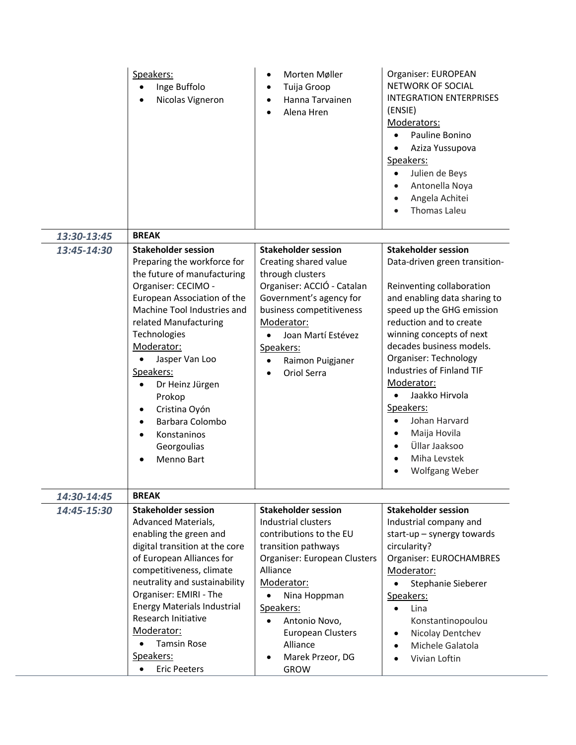| | | | |
|---|---|---|---|
| | Speakers:<br>• Inge Buffolo<br>• Nicolas Vigneron | • Morten Møller<br>• Tuija Groop<br>• Hanna Tarvainen<br>• Alena Hren | Organiser: EUROPEAN NETWORK OF SOCIAL INTEGRATION ENTERPRISES (ENSIE)<br>Moderators:<br>• Pauline Bonino<br>• Aziza Yussupova<br>Speakers:<br>• Julien de Beys<br>• Antonella Noya<br>• Angela Achitei<br>• Thomas Laleu |
| *13:30-13:45* | **BREAK** | | |
| *13:45-14:30* | **Stakeholder session**<br>Preparing the workforce for the future of manufacturing<br>Organiser: CECIMO - European Association of the Machine Tool Industries and related Manufacturing Technologies<br>Moderator:<br>• Jasper Van Loo<br>Speakers:<br>• Dr Heinz Jürgen Prokop<br>• Cristina Oyón<br>• Barbara Colombo<br>• Konstaninos Georgoulias<br>• Menno Bart | **Stakeholder session**<br>Creating shared value through clusters<br>Organiser: ACCIÓ - Catalan Government's agency for business competitiveness<br>Moderator:<br>• Joan Martí Estévez<br>Speakers:<br>• Raimon Puigjaner<br>• Oriol Serra | **Stakeholder session**<br>Data-driven green transition-<br><br>Reinventing collaboration and enabling data sharing to speed up the GHG emission reduction and to create winning concepts of next decades business models.<br>Organiser: Technology Industries of Finland TIF<br>Moderator:<br>• Jaakko Hirvola<br>Speakers:<br>• Johan Harvard<br>• Maija Hovila<br>• Üllar Jaaksoo<br>• Miha Levstek<br>• Wolfgang Weber |
| *14:30-14:45* | **BREAK** | | |
| *14:45-15:30* | **Stakeholder session**<br>Advanced Materials, enabling the green and digital transition at the core of European Alliances for competitiveness, climate neutrality and sustainability<br>Organiser: EMIRI - The Energy Materials Industrial Research Initiative<br>Moderator:<br>• Tamsin Rose<br>Speakers:<br>• Eric Peeters | **Stakeholder session**<br>Industrial clusters contributions to the EU transition pathways<br>Organiser: European Clusters Alliance<br>Moderator:<br>• Nina Hoppman<br>Speakers:<br>• Antonio Novo, European Clusters Alliance<br>• Marek Przeor, DG GROW | **Stakeholder session**<br>Industrial company and start-up – synergy towards circularity?<br>Organiser: EUROCHAMBRES<br>Moderator:<br>• Stephanie Sieberer<br>Speakers:<br>• Lina Konstantinopoulou<br>• Nicolay Dentchev<br>• Michele Galatola<br>• Vivian Loftin |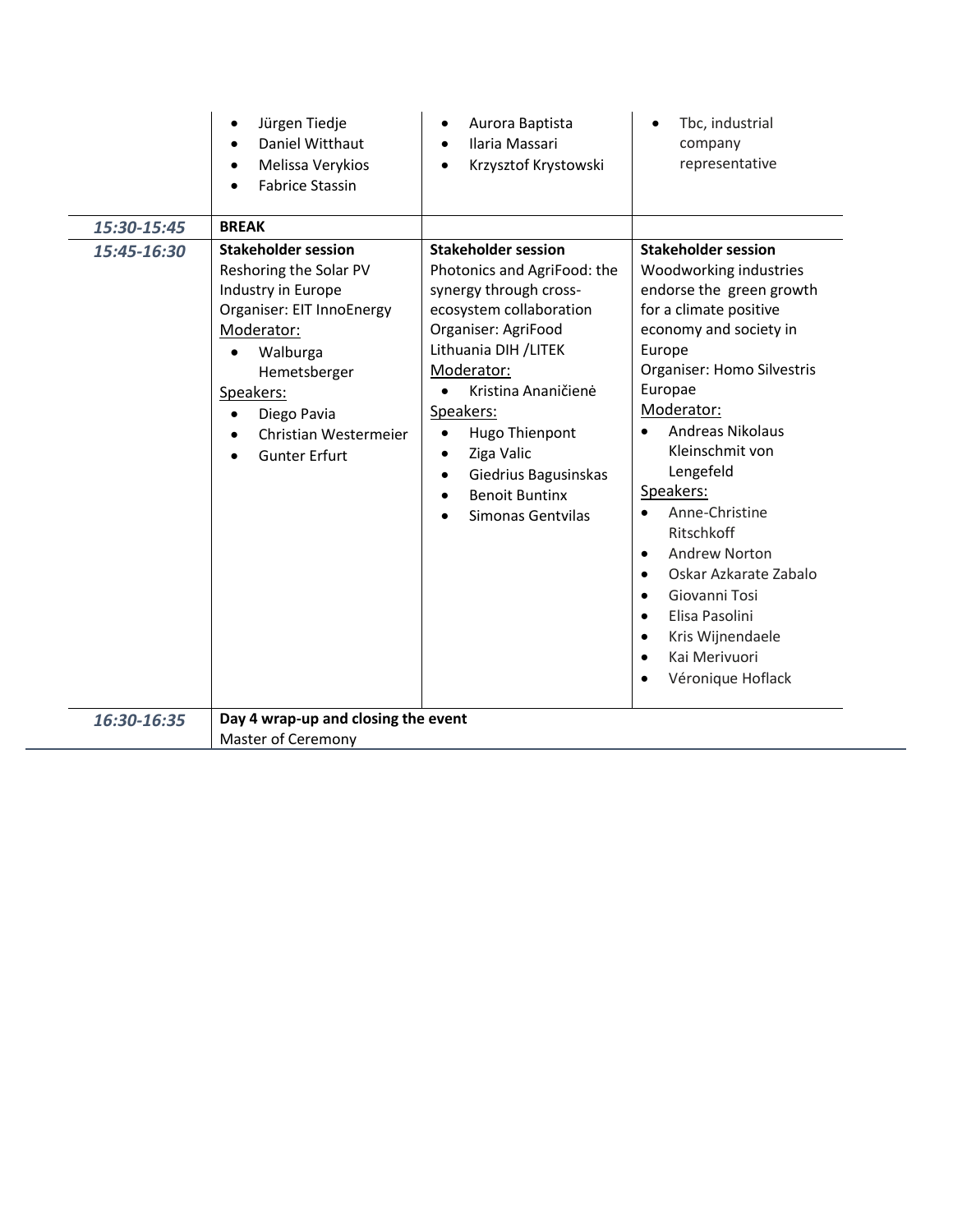| | | | |
|---|---|---|---|
| | • Jürgen Tiedje<br>• Daniel Witthaut<br>• Melissa Verykios<br>• Fabrice Stassin | • Aurora Baptista<br>• Ilaria Massari<br>• Krzysztof Krystowski | • Tbc, industrial company representative |
| *15:30-15:45* | **BREAK** | | |
| *15:45-16:30* | **Stakeholder session**<br>Reshoring the Solar PV Industry in Europe<br>Organiser: EIT InnoEnergy<br><u>Moderator:</u><br>• Walburga Hemetsberger<br><u>Speakers:</u><br>• Diego Pavia<br>• Christian Westermeier<br>• Gunter Erfurt | **Stakeholder session**<br>Photonics and AgriFood: the synergy through cross-ecosystem collaboration<br>Organiser: AgriFood Lithuania DIH /LITEK<br><u>Moderator:</u><br>• Kristina Ananičienė<br><u>Speakers:</u><br>• Hugo Thienpont<br>• Ziga Valic<br>• Giedrius Bagusinskas<br>• Benoit Buntinx<br>• Simonas Gentvilas | **Stakeholder session**<br>Woodworking industries endorse the green growth for a climate positive economy and society in Europe<br>Organiser: Homo Silvestris Europae<br><u>Moderator:</u><br>• Andreas Nikolaus Kleinschmit von Lengefeld<br><u>Speakers:</u><br>• Anne-Christine Ritschkoff<br>• Andrew Norton<br>• Oskar Azkarate Zabalo<br>• Giovanni Tosi<br>• Elisa Pasolini<br>• Kris Wijnendaele<br>• Kai Merivuori<br>• Véronique Hoflack |
| *16:30-16:35* | **Day 4 wrap-up and closing the event**<br>Master of Ceremony | | |